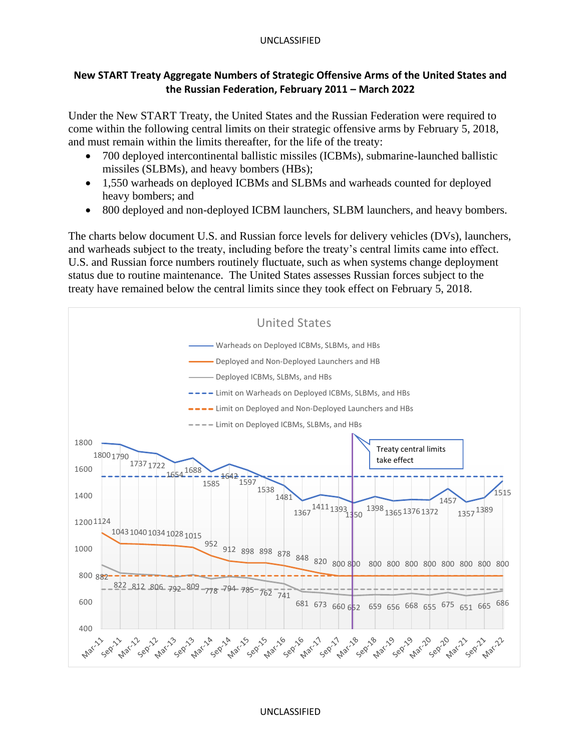# New START Treaty Aggregate Numbers of Strategic Offensive Arms of the United States and the Russian Federation, February 2011 – March 2022

Under the New START Treaty, the United States and the Russian Federation were required to come within the following central limits on their strategic offensive arms by February 5, 2018, and must remain within the limits thereafter, for the life of the treaty:

- 700 deployed intercontinental ballistic missiles (ICBMs), submarine-launched ballistic missiles (SLBMs), and heavy bombers (HBs);
- 1,550 warheads on deployed ICBMs and SLBMs and warheads counted for deployed heavy bombers; and
- 800 deployed and non-deployed ICBM launchers, SLBM launchers, and heavy bombers.

The charts below document U.S. and Russian force levels for delivery vehicles (DVs), launchers, and warheads subject to the treaty, including before the treaty's central limits came into effect. U.S. and Russian force numbers routinely fluctuate, such as when systems change deployment status due to routine maintenance. The United States assesses Russian forces subject to the treaty have remained below the central limits since they took effect on February 5, 2018.

## United States

Legend:
- Warheads on Deployed ICBMs, SLBMs, and HBs
- Deployed and Non-Deployed Launchers and HB
- Deployed ICBMs, SLBMs, and HBs
- Limit on Warheads on Deployed ICBMs, SLBMs, and HBs
- Limit on Deployed and Non-Deployed Launchers and HBs
- Limit on Deployed ICBMs, SLBMs, and HBs

Treaty central limits take effect (Mar-18)

| Date | Warheads on Deployed ICBMs, SLBMs, and HBs | Deployed and Non-Deployed Launchers and HB | Deployed ICBMs, SLBMs, and HBs |
|---|---|---|---|
| Mar-11 | 1800 | 1124 | 882 |
| Sep-11 | 1790 | 1043 | 822 |
| Mar-12 | 1737 | 1040 | 812 |
| Sep-12 | 1722 | 1034 | 806 |
| Mar-13 | 1654 | 1028 | 792 |
| Sep-13 | 1688 | 1015 | 809 |
| Mar-14 | 1585 | 952 | 778 |
| Sep-14 | 1642 | 912 | 794 |
| Mar-15 | 1597 | 898 | 785 |
| Sep-15 | 1538 | 898 | 762 |
| Mar-16 | 1481 | 878 | 741 |
| Sep-16 | 1367 | 848 | 681 |
| Mar-17 | 1411 | 820 | 673 |
| Sep-17 | 1393 | 800 | 660 |
| Mar-18 | 1350 | 800 | 652 |
| Sep-18 | 1398 | 800 | 659 |
| Mar-19 | 1365 | 800 | 656 |
| Sep-19 | 1376 | 800 | 668 |
| Mar-20 | 1372 | 800 | 655 |
| Sep-20 | 1457 | 800 | 675 |
| Mar-21 | 1357 | 800 | 651 |
| Sep-21 | 1389 | 800 | 665 |
| Mar-22 | 1515 | 800 | 686 |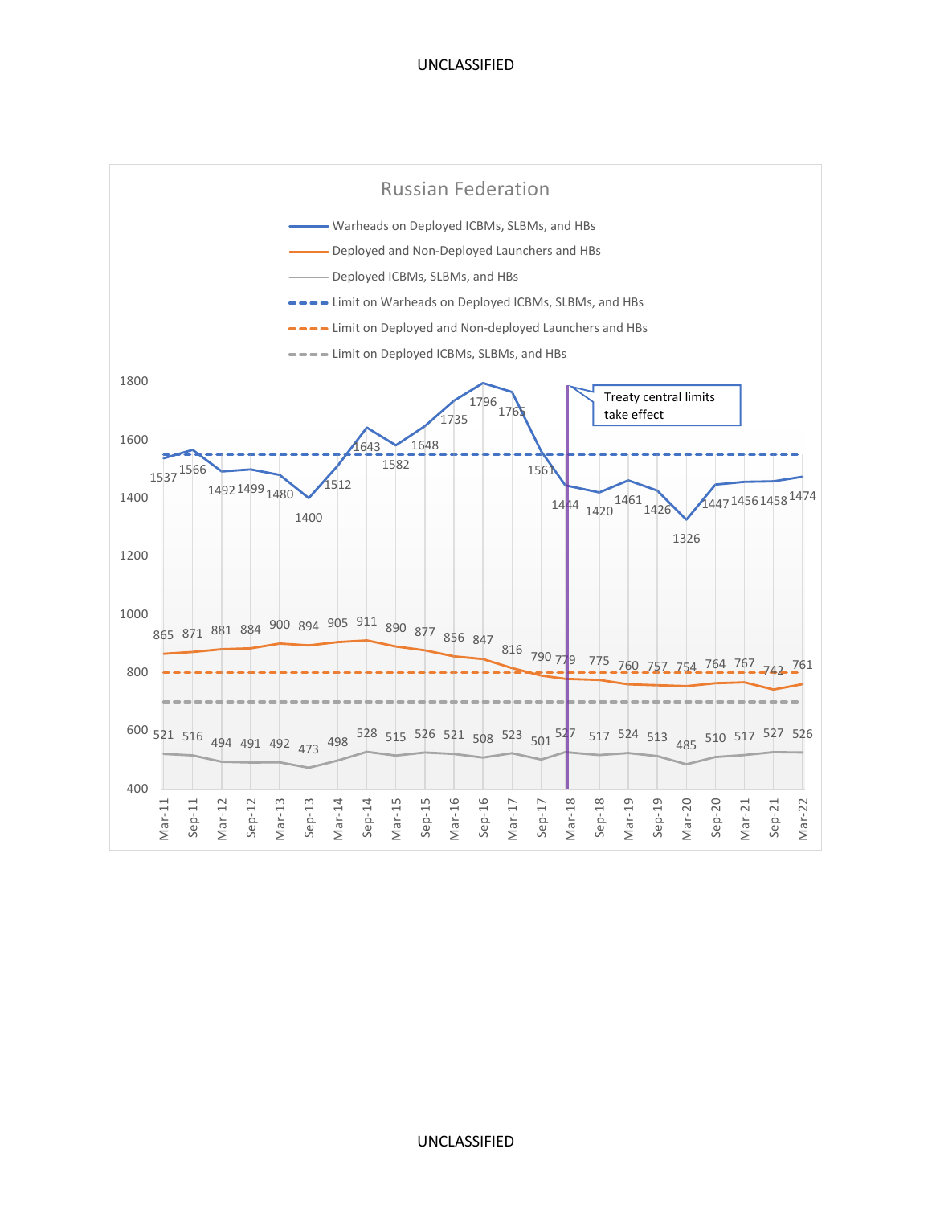UNCLASSIFIED

Russian Federation

Warheads on Deployed ICBMs, SLBMs, and HBs
Deployed and Non-Deployed Launchers and HBs
Deployed ICBMs, SLBMs, and HBs
Limit on Warheads on Deployed ICBMs, SLBMs, and HBs
Limit on Deployed and Non-deployed Launchers and HBs
Limit on Deployed ICBMs, SLBMs, and HBs

Treaty central limits take effect

1800
1600
1400
1200
1000
800
600
400

1537 1566 1492 1499 1480 1400 1512 1643 1582 1648 1735 1796 1765 1561 1444 1420 1461 1426 1326 1447 1456 1458 1474

865 871 881 884 900 894 905 911 890 877 856 847 816 790 779 775 760 757 754 764 767 742 761

521 516 494 491 492 473 498 528 515 526 521 508 523 501 527 517 524 513 485 510 517 527 526

Mar-11 Sep-11 Mar-12 Sep-12 Mar-13 Sep-13 Mar-14 Sep-14 Mar-15 Sep-15 Mar-16 Sep-16 Mar-17 Sep-17 Mar-18 Sep-18 Mar-19 Sep-19 Mar-20 Sep-20 Mar-21 Sep-21 Mar-22

UNCLASSIFIED